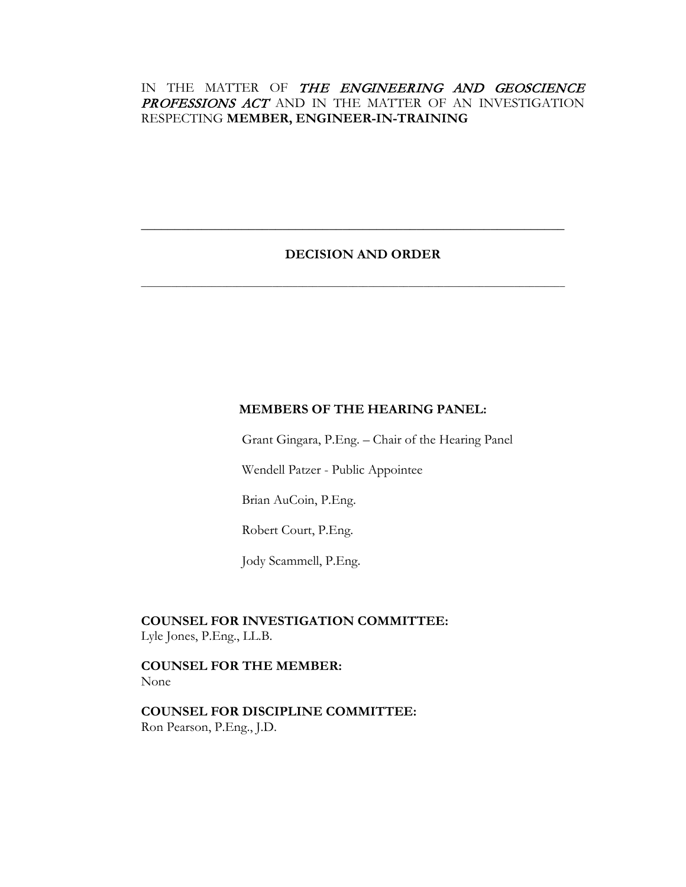IN THE MATTER OF *THE ENGINEERING AND GEOSCIENCE PROFESSIONS ACT* AND IN THE MATTER OF AN INVESTIGATION RESPECTING **MEMBER, ENGINEER-IN-TRAINING**

---

## DECISION AND ORDER

---

**MEMBERS OF THE HEARING PANEL:**

Grant Gingara, P.Eng. – Chair of the Hearing Panel

Wendell Patzer - Public Appointee

Brian AuCoin, P.Eng.

Robert Court, P.Eng.

Jody Scammell, P.Eng.

**COUNSEL FOR INVESTIGATION COMMITTEE:**
Lyle Jones, P.Eng., LL.B.

**COUNSEL FOR THE MEMBER:**
None

**COUNSEL FOR DISCIPLINE COMMITTEE:**
Ron Pearson, P.Eng., J.D.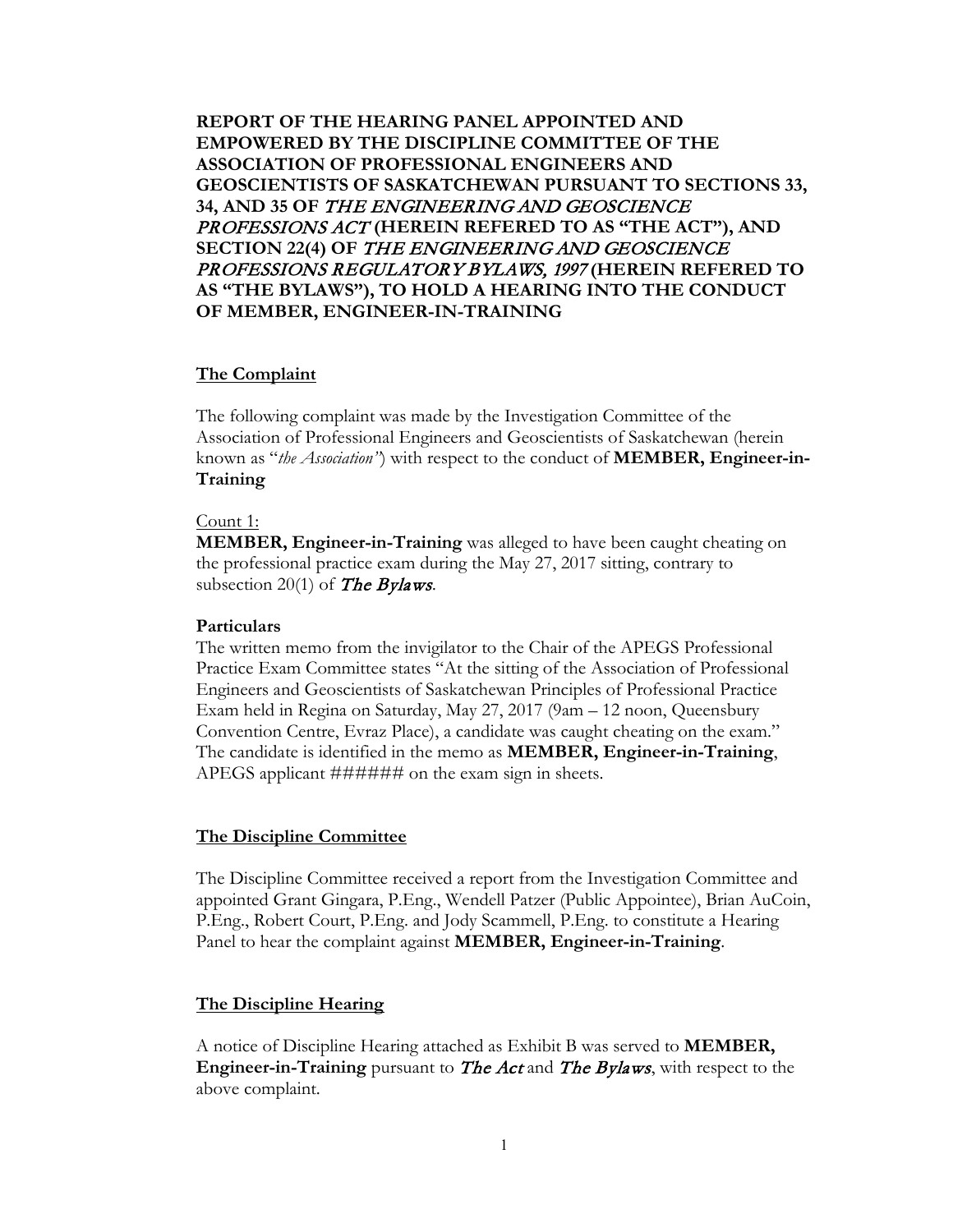**REPORT OF THE HEARING PANEL APPOINTED AND EMPOWERED BY THE DISCIPLINE COMMITTEE OF THE ASSOCIATION OF PROFESSIONAL ENGINEERS AND GEOSCIENTISTS OF SASKATCHEWAN PURSUANT TO SECTIONS 33, 34, AND 35 OF *THE ENGINEERING AND GEOSCIENCE PROFESSIONS ACT* (HEREIN REFERED TO AS "THE ACT"), AND SECTION 22(4) OF *THE ENGINEERING AND GEOSCIENCE PROFESSIONS REGULATORY BYLAWS, 1997* (HEREIN REFERED TO AS "THE BYLAWS"), TO HOLD A HEARING INTO THE CONDUCT OF MEMBER, ENGINEER-IN-TRAINING**

## The Complaint

The following complaint was made by the Investigation Committee of the Association of Professional Engineers and Geoscientists of Saskatchewan (herein known as "*the Association"*) with respect to the conduct of **MEMBER, Engineer-in-Training**

Count 1:
**MEMBER, Engineer-in-Training** was alleged to have been caught cheating on the professional practice exam during the May 27, 2017 sitting, contrary to subsection 20(1) of *The Bylaws*.

**Particulars**
The written memo from the invigilator to the Chair of the APEGS Professional Practice Exam Committee states "At the sitting of the Association of Professional Engineers and Geoscientists of Saskatchewan Principles of Professional Practice Exam held in Regina on Saturday, May 27, 2017 (9am – 12 noon, Queensbury Convention Centre, Evraz Place), a candidate was caught cheating on the exam." The candidate is identified in the memo as **MEMBER, Engineer-in-Training**, APEGS applicant ###### on the exam sign in sheets.

## The Discipline Committee

The Discipline Committee received a report from the Investigation Committee and appointed Grant Gingara, P.Eng., Wendell Patzer (Public Appointee), Brian AuCoin, P.Eng., Robert Court, P.Eng. and Jody Scammell, P.Eng. to constitute a Hearing Panel to hear the complaint against **MEMBER, Engineer-in-Training**.

## The Discipline Hearing

A notice of Discipline Hearing attached as Exhibit B was served to **MEMBER, Engineer-in-Training** pursuant to *The Act* and *The Bylaws*, with respect to the above complaint.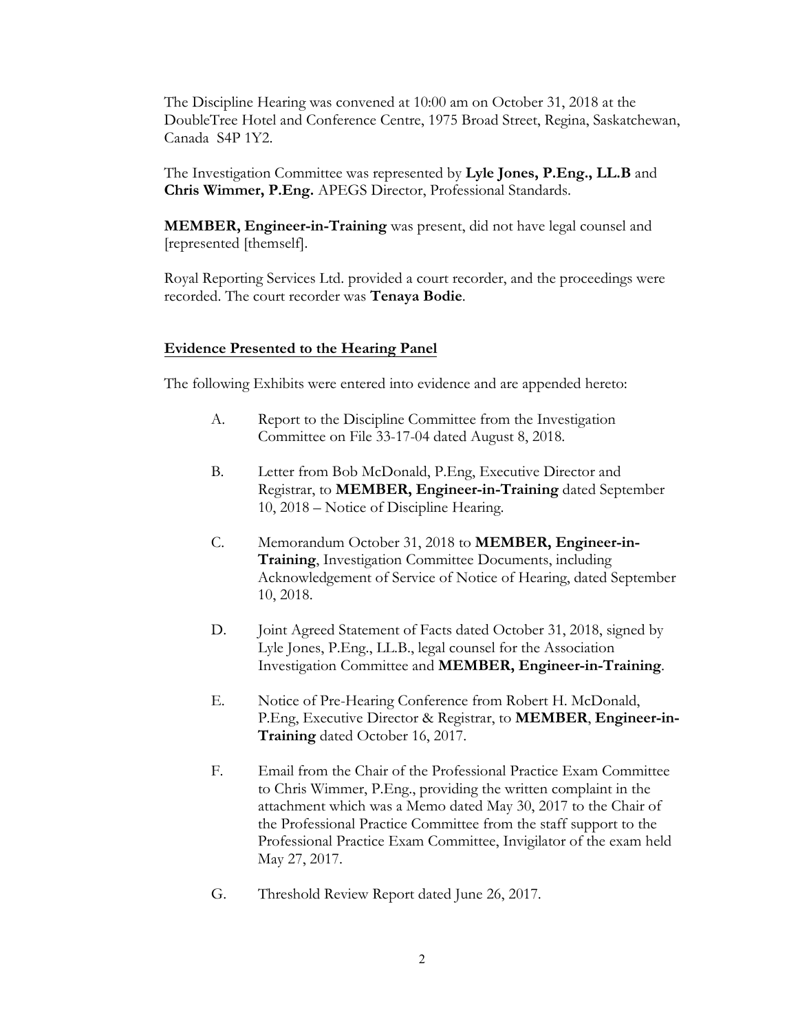The Discipline Hearing was convened at 10:00 am on October 31, 2018 at the DoubleTree Hotel and Conference Centre, 1975 Broad Street, Regina, Saskatchewan, Canada S4P 1Y2.

The Investigation Committee was represented by **Lyle Jones, P.Eng., LL.B** and **Chris Wimmer, P.Eng.** APEGS Director, Professional Standards.

**MEMBER, Engineer-in-Training** was present, did not have legal counsel and [represented [themself].

Royal Reporting Services Ltd. provided a court recorder, and the proceedings were recorded. The court recorder was **Tenaya Bodie**.

## Evidence Presented to the Hearing Panel

The following Exhibits were entered into evidence and are appended hereto:

A. Report to the Discipline Committee from the Investigation Committee on File 33-17-04 dated August 8, 2018.

B. Letter from Bob McDonald, P.Eng, Executive Director and Registrar, to **MEMBER, Engineer-in-Training** dated September 10, 2018 – Notice of Discipline Hearing.

C. Memorandum October 31, 2018 to **MEMBER, Engineer-in-Training**, Investigation Committee Documents, including Acknowledgement of Service of Notice of Hearing, dated September 10, 2018.

D. Joint Agreed Statement of Facts dated October 31, 2018, signed by Lyle Jones, P.Eng., LL.B., legal counsel for the Association Investigation Committee and **MEMBER, Engineer-in-Training**.

E. Notice of Pre-Hearing Conference from Robert H. McDonald, P.Eng, Executive Director & Registrar, to **MEMBER**, **Engineer-in-Training** dated October 16, 2017.

F. Email from the Chair of the Professional Practice Exam Committee to Chris Wimmer, P.Eng., providing the written complaint in the attachment which was a Memo dated May 30, 2017 to the Chair of the Professional Practice Committee from the staff support to the Professional Practice Exam Committee, Invigilator of the exam held May 27, 2017.

G. Threshold Review Report dated June 26, 2017.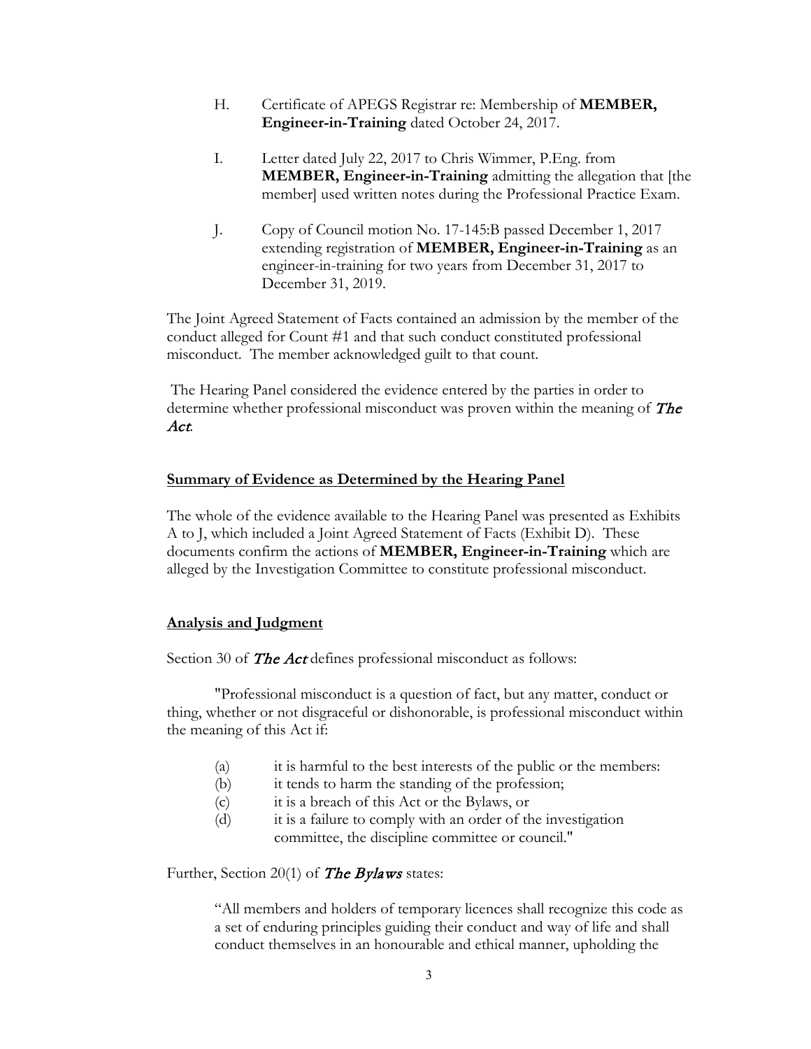H. Certificate of APEGS Registrar re: Membership of **MEMBER, Engineer-in-Training** dated October 24, 2017.

I. Letter dated July 22, 2017 to Chris Wimmer, P.Eng. from **MEMBER, Engineer-in-Training** admitting the allegation that [the member] used written notes during the Professional Practice Exam.

J. Copy of Council motion No. 17-145:B passed December 1, 2017 extending registration of **MEMBER, Engineer-in-Training** as an engineer-in-training for two years from December 31, 2017 to December 31, 2019.

The Joint Agreed Statement of Facts contained an admission by the member of the conduct alleged for Count #1 and that such conduct constituted professional misconduct. The member acknowledged guilt to that count.

The Hearing Panel considered the evidence entered by the parties in order to determine whether professional misconduct was proven within the meaning of ***The Act***.

## Summary of Evidence as Determined by the Hearing Panel

The whole of the evidence available to the Hearing Panel was presented as Exhibits A to J, which included a Joint Agreed Statement of Facts (Exhibit D). These documents confirm the actions of **MEMBER, Engineer-in-Training** which are alleged by the Investigation Committee to constitute professional misconduct.

## Analysis and Judgment

Section 30 of ***The Act*** defines professional misconduct as follows:

> "Professional misconduct is a question of fact, but any matter, conduct or thing, whether or not disgraceful or dishonorable, is professional misconduct within the meaning of this Act if:
>
> (a) it is harmful to the best interests of the public or the members:
> (b) it tends to harm the standing of the profession;
> (c) it is a breach of this Act or the Bylaws, or
> (d) it is a failure to comply with an order of the investigation committee, the discipline committee or council."

Further, Section 20(1) of ***The Bylaws*** states:

> "All members and holders of temporary licences shall recognize this code as a set of enduring principles guiding their conduct and way of life and shall conduct themselves in an honourable and ethical manner, upholding the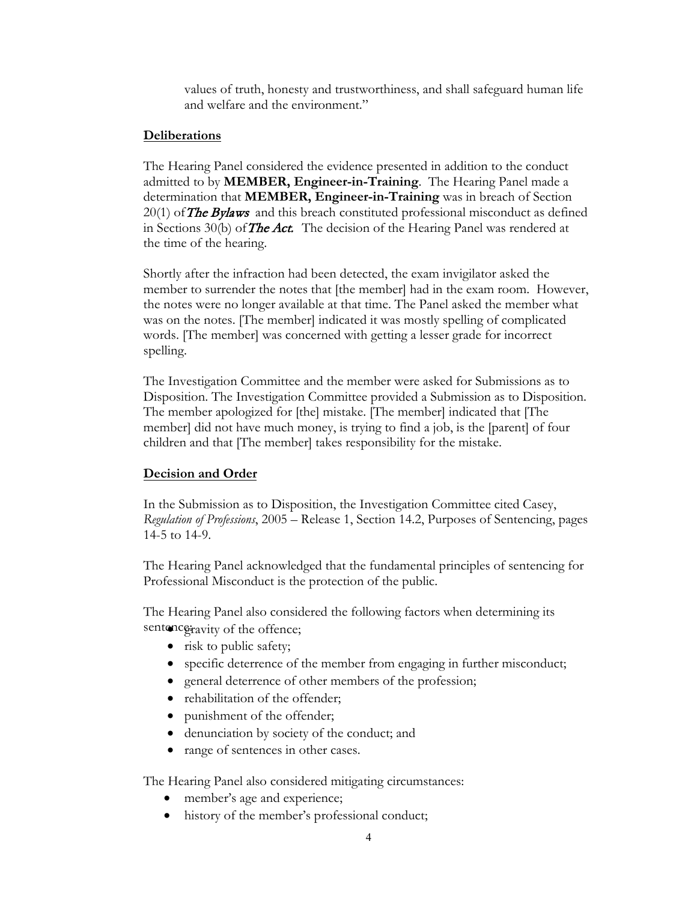values of truth, honesty and trustworthiness, and shall safeguard human life and welfare and the environment."

**Deliberations**

The Hearing Panel considered the evidence presented in addition to the conduct admitted to by **MEMBER, Engineer-in-Training**. The Hearing Panel made a determination that **MEMBER, Engineer-in-Training** was in breach of Section 20(1) of *The Bylaws* and this breach constituted professional misconduct as defined in Sections 30(b) of *The Act.* The decision of the Hearing Panel was rendered at the time of the hearing.

Shortly after the infraction had been detected, the exam invigilator asked the member to surrender the notes that [the member] had in the exam room. However, the notes were no longer available at that time. The Panel asked the member what was on the notes. [The member] indicated it was mostly spelling of complicated words. [The member] was concerned with getting a lesser grade for incorrect spelling.

The Investigation Committee and the member were asked for Submissions as to Disposition. The Investigation Committee provided a Submission as to Disposition. The member apologized for [the] mistake. [The member] indicated that [The member] did not have much money, is trying to find a job, is the [parent] of four children and that [The member] takes responsibility for the mistake.

**Decision and Order**

In the Submission as to Disposition, the Investigation Committee cited Casey, *Regulation of Professions*, 2005 – Release 1, Section 14.2, Purposes of Sentencing, pages 14-5 to 14-9.

The Hearing Panel acknowledged that the fundamental principles of sentencing for Professional Misconduct is the protection of the public.

The Hearing Panel also considered the following factors when determining its sentence:

- gravity of the offence;
- risk to public safety;
- specific deterrence of the member from engaging in further misconduct;
- general deterrence of other members of the profession;
- rehabilitation of the offender;
- punishment of the offender;
- denunciation by society of the conduct; and
- range of sentences in other cases.

The Hearing Panel also considered mitigating circumstances:

- member's age and experience;
- history of the member's professional conduct;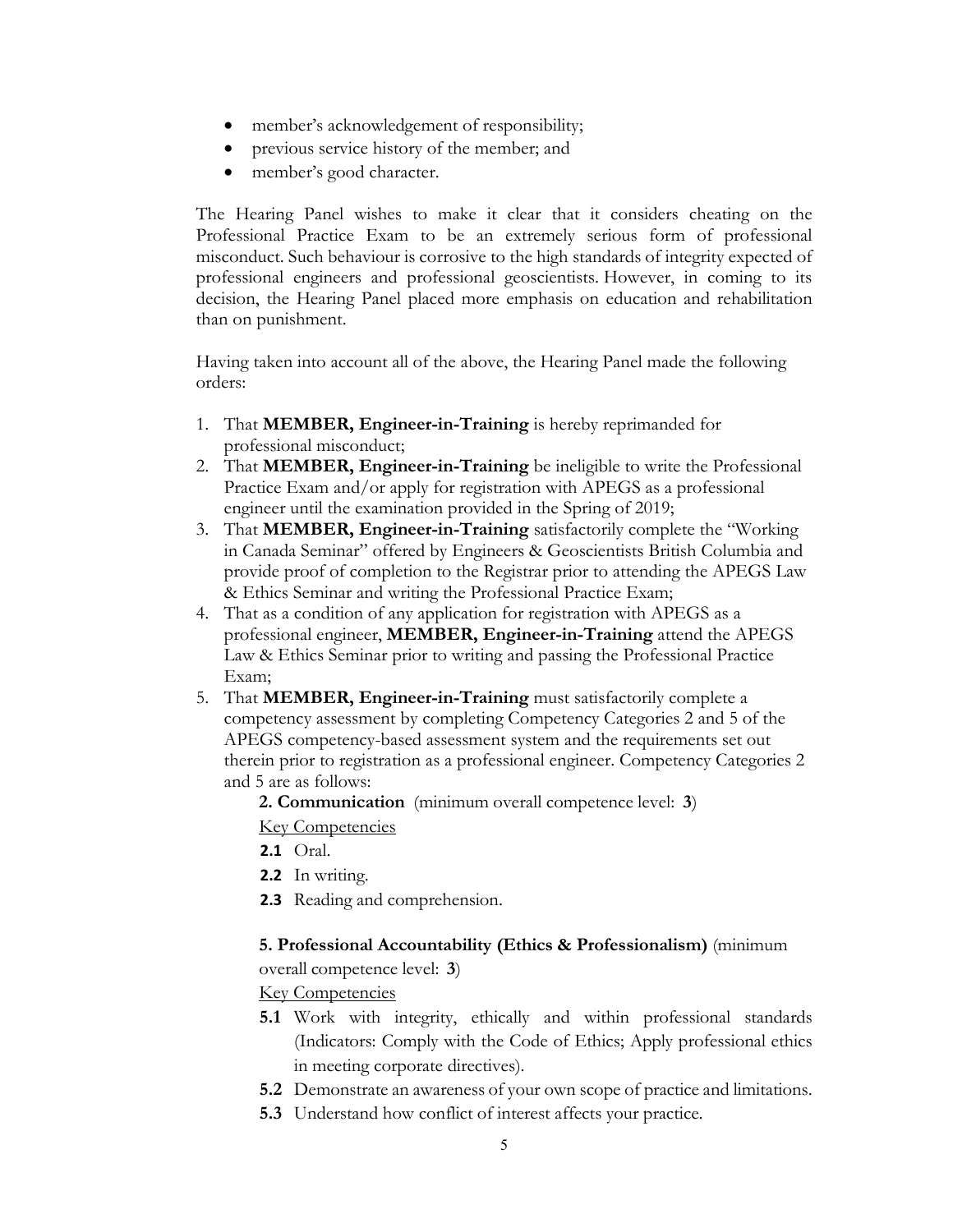- member's acknowledgement of responsibility;
- previous service history of the member; and
- member's good character.

The Hearing Panel wishes to make it clear that it considers cheating on the Professional Practice Exam to be an extremely serious form of professional misconduct. Such behaviour is corrosive to the high standards of integrity expected of professional engineers and professional geoscientists. However, in coming to its decision, the Hearing Panel placed more emphasis on education and rehabilitation than on punishment.

Having taken into account all of the above, the Hearing Panel made the following orders:

1. That **MEMBER, Engineer-in-Training** is hereby reprimanded for professional misconduct;
2. That **MEMBER, Engineer-in-Training** be ineligible to write the Professional Practice Exam and/or apply for registration with APEGS as a professional engineer until the examination provided in the Spring of 2019;
3. That **MEMBER, Engineer-in-Training** satisfactorily complete the "Working in Canada Seminar" offered by Engineers & Geoscientists British Columbia and provide proof of completion to the Registrar prior to attending the APEGS Law & Ethics Seminar and writing the Professional Practice Exam;
4. That as a condition of any application for registration with APEGS as a professional engineer, **MEMBER, Engineer-in-Training** attend the APEGS Law & Ethics Seminar prior to writing and passing the Professional Practice Exam;
5. That **MEMBER, Engineer-in-Training** must satisfactorily complete a competency assessment by completing Competency Categories 2 and 5 of the APEGS competency-based assessment system and the requirements set out therein prior to registration as a professional engineer. Competency Categories 2 and 5 are as follows:

   **2. Communication** (minimum overall competence level: **3**)

   Key Competencies

   **2.1** Oral.

   **2.2** In writing.

   **2.3** Reading and comprehension.

   **5. Professional Accountability (Ethics & Professionalism)** (minimum overall competence level: **3**)

   Key Competencies

   **5.1** Work with integrity, ethically and within professional standards (Indicators: Comply with the Code of Ethics; Apply professional ethics in meeting corporate directives).

   **5.2** Demonstrate an awareness of your own scope of practice and limitations.

   **5.3** Understand how conflict of interest affects your practice.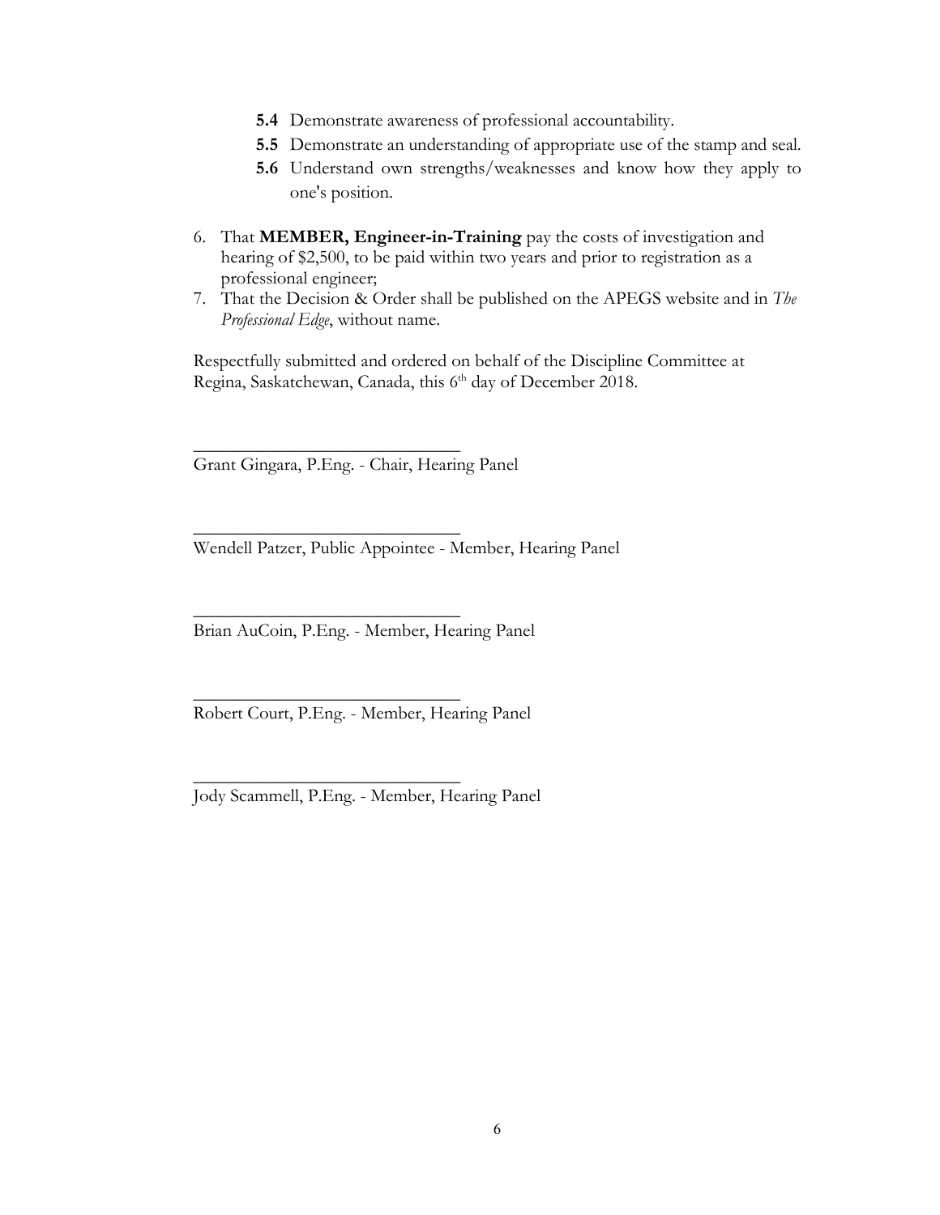- **5.4** Demonstrate awareness of professional accountability.
- **5.5** Demonstrate an understanding of appropriate use of the stamp and seal.
- **5.6** Understand own strengths/weaknesses and know how they apply to one's position.

6. That **MEMBER, Engineer-in-Training** pay the costs of investigation and hearing of $2,500, to be paid within two years and prior to registration as a professional engineer;
7. That the Decision & Order shall be published on the APEGS website and in *The Professional Edge*, without name.

Respectfully submitted and ordered on behalf of the Discipline Committee at Regina, Saskatchewan, Canada, this 6th day of December 2018.

______________________________
Grant Gingara, P.Eng. - Chair, Hearing Panel

______________________________
Wendell Patzer, Public Appointee - Member, Hearing Panel

______________________________
Brian AuCoin, P.Eng. - Member, Hearing Panel

______________________________
Robert Court, P.Eng. - Member, Hearing Panel

______________________________
Jody Scammell, P.Eng. - Member, Hearing Panel